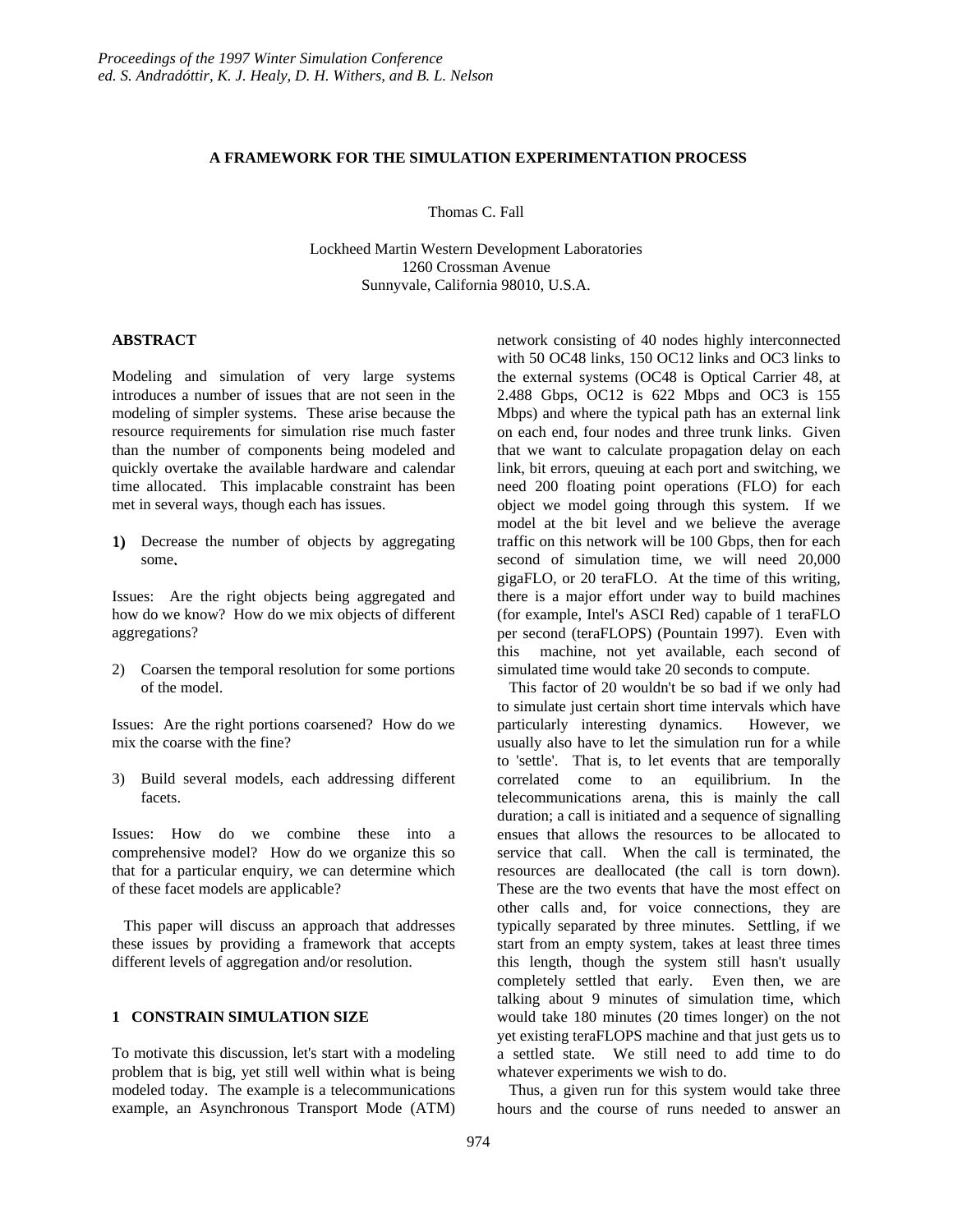# A FRAMEWORK FOR THE SIMULATION EXPERIMENTATION PROCESS

Thomas C. Fall

Lockheed Martin Western Development Laboratories
1260 Crossman Avenue
Sunnyvale, California 98010, U.S.A.

## ABSTRACT

Modeling and simulation of very large systems introduces a number of issues that are not seen in the modeling of simpler systems. These arise because the resource requirements for simulation rise much faster than the number of components being modeled and quickly overtake the available hardware and calendar time allocated. This implacable constraint has been met in several ways, though each has issues.

1) Decrease the number of objects by aggregating some.

Issues: Are the right objects being aggregated and how do we know? How do we mix objects of different aggregations?

2) Coarsen the temporal resolution for some portions of the model.

Issues: Are the right portions coarsened? How do we mix the coarse with the fine?

3) Build several models, each addressing different facets.

Issues: How do we combine these into a comprehensive model? How do we organize this so that for a particular enquiry, we can determine which of these facet models are applicable?

This paper will discuss an approach that addresses these issues by providing a framework that accepts different levels of aggregation and/or resolution.

## 1 CONSTRAIN SIMULATION SIZE

To motivate this discussion, let's start with a modeling problem that is big, yet still well within what is being modeled today. The example is a telecommunications example, an Asynchronous Transport Mode (ATM) network consisting of 40 nodes highly interconnected with 50 OC48 links, 150 OC12 links and OC3 links to the external systems (OC48 is Optical Carrier 48, at 2.488 Gbps, OC12 is 622 Mbps and OC3 is 155 Mbps) and where the typical path has an external link on each end, four nodes and three trunk links. Given that we want to calculate propagation delay on each link, bit errors, queuing at each port and switching, we need 200 floating point operations (FLO) for each object we model going through this system. If we model at the bit level and we believe the average traffic on this network will be 100 Gbps, then for each second of simulation time, we will need 20,000 gigaFLO, or 20 teraFLO. At the time of this writing, there is a major effort under way to build machines (for example, Intel's ASCI Red) capable of 1 teraFLO per second (teraFLOPS) (Pountain 1997). Even with this machine, not yet available, each second of simulated time would take 20 seconds to compute.

This factor of 20 wouldn't be so bad if we only had to simulate just certain short time intervals which have particularly interesting dynamics. However, we usually also have to let the simulation run for a while to 'settle'. That is, to let events that are temporally correlated come to an equilibrium. In the telecommunications arena, this is mainly the call duration; a call is initiated and a sequence of signalling ensues that allows the resources to be allocated to service that call. When the call is terminated, the resources are deallocated (the call is torn down). These are the two events that have the most effect on other calls and, for voice connections, they are typically separated by three minutes. Settling, if we start from an empty system, takes at least three times this length, though the system still hasn't usually completely settled that early. Even then, we are talking about 9 minutes of simulation time, which would take 180 minutes (20 times longer) on the not yet existing teraFLOPS machine and that just gets us to a settled state. We still need to add time to do whatever experiments we wish to do.

Thus, a given run for this system would take three hours and the course of runs needed to answer an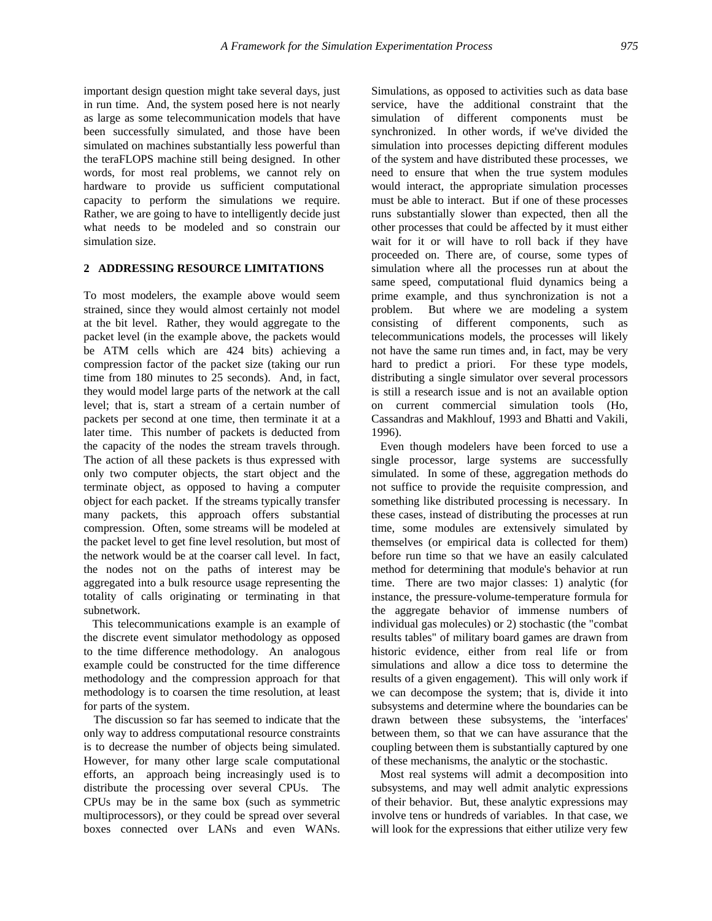important design question might take several days, just in run time. And, the system posed here is not nearly as large as some telecommunication models that have been successfully simulated, and those have been simulated on machines substantially less powerful than the teraFLOPS machine still being designed. In other words, for most real problems, we cannot rely on hardware to provide us sufficient computational capacity to perform the simulations we require. Rather, we are going to have to intelligently decide just what needs to be modeled and so constrain our simulation size.

## 2 ADDRESSING RESOURCE LIMITATIONS

To most modelers, the example above would seem strained, since they would almost certainly not model at the bit level. Rather, they would aggregate to the packet level (in the example above, the packets would be ATM cells which are 424 bits) achieving a compression factor of the packet size (taking our run time from 180 minutes to 25 seconds). And, in fact, they would model large parts of the network at the call level; that is, start a stream of a certain number of packets per second at one time, then terminate it at a later time. This number of packets is deducted from the capacity of the nodes the stream travels through. The action of all these packets is thus expressed with only two computer objects, the start object and the terminate object, as opposed to having a computer object for each packet. If the streams typically transfer many packets, this approach offers substantial compression. Often, some streams will be modeled at the packet level to get fine level resolution, but most of the network would be at the coarser call level. In fact, the nodes not on the paths of interest may be aggregated into a bulk resource usage representing the totality of calls originating or terminating in that subnetwork.

This telecommunications example is an example of the discrete event simulator methodology as opposed to the time difference methodology. An analogous example could be constructed for the time difference methodology and the compression approach for that methodology is to coarsen the time resolution, at least for parts of the system.

The discussion so far has seemed to indicate that the only way to address computational resource constraints is to decrease the number of objects being simulated. However, for many other large scale computational efforts, an approach being increasingly used is to distribute the processing over several CPUs. The CPUs may be in the same box (such as symmetric multiprocessors), or they could be spread over several boxes connected over LANs and even WANs. Simulations, as opposed to activities such as data base service, have the additional constraint that the simulation of different components must be synchronized. In other words, if we've divided the simulation into processes depicting different modules of the system and have distributed these processes, we need to ensure that when the true system modules would interact, the appropriate simulation processes must be able to interact. But if one of these processes runs substantially slower than expected, then all the other processes that could be affected by it must either wait for it or will have to roll back if they have proceeded on. There are, of course, some types of simulation where all the processes run at about the same speed, computational fluid dynamics being a prime example, and thus synchronization is not a problem. But where we are modeling a system consisting of different components, such as telecommunications models, the processes will likely not have the same run times and, in fact, may be very hard to predict a priori. For these type models, distributing a single simulator over several processors is still a research issue and is not an available option on current commercial simulation tools (Ho, Cassandras and Makhlouf, 1993 and Bhatti and Vakili, 1996).

Even though modelers have been forced to use a single processor, large systems are successfully simulated. In some of these, aggregation methods do not suffice to provide the requisite compression, and something like distributed processing is necessary. In these cases, instead of distributing the processes at run time, some modules are extensively simulated by themselves (or empirical data is collected for them) before run time so that we have an easily calculated method for determining that module's behavior at run time. There are two major classes: 1) analytic (for instance, the pressure-volume-temperature formula for the aggregate behavior of immense numbers of individual gas molecules) or 2) stochastic (the "combat results tables" of military board games are drawn from historic evidence, either from real life or from simulations and allow a dice toss to determine the results of a given engagement). This will only work if we can decompose the system; that is, divide it into subsystems and determine where the boundaries can be drawn between these subsystems, the 'interfaces' between them, so that we can have assurance that the coupling between them is substantially captured by one of these mechanisms, the analytic or the stochastic.

Most real systems will admit a decomposition into subsystems, and may well admit analytic expressions of their behavior. But, these analytic expressions may involve tens or hundreds of variables. In that case, we will look for the expressions that either utilize very few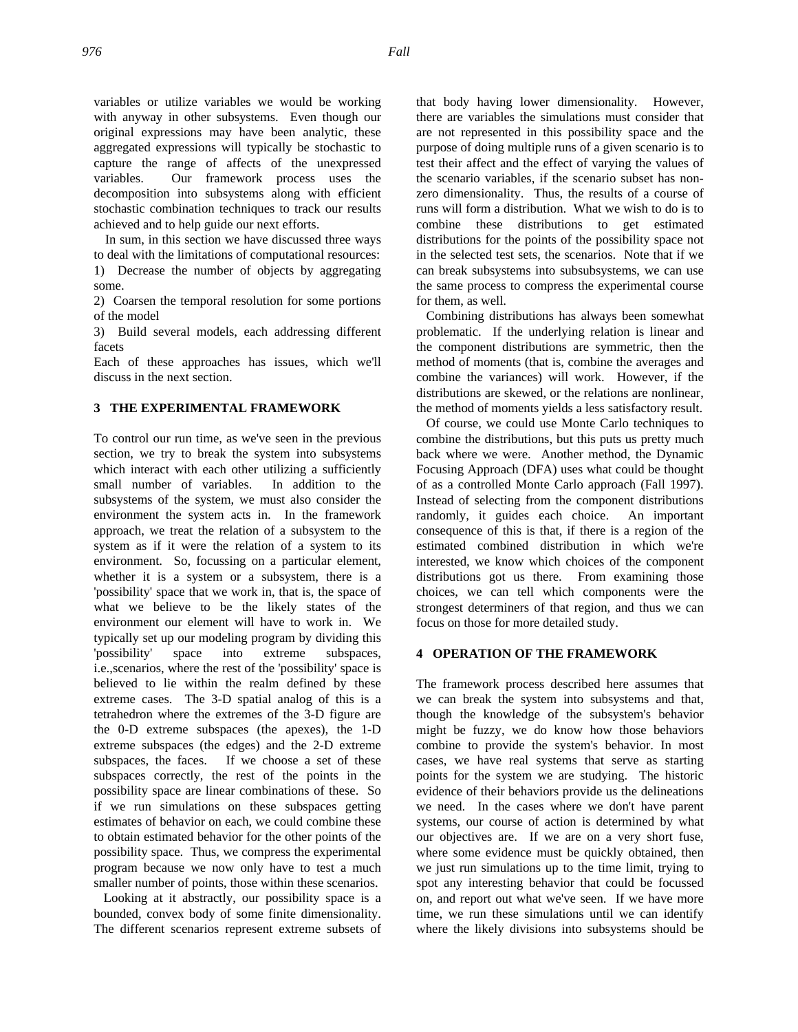variables or utilize variables we would be working with anyway in other subsystems. Even though our original expressions may have been analytic, these aggregated expressions will typically be stochastic to capture the range of affects of the unexpressed variables. Our framework process uses the decomposition into subsystems along with efficient stochastic combination techniques to track our results achieved and to help guide our next efforts.

In sum, in this section we have discussed three ways to deal with the limitations of computational resources:

1) Decrease the number of objects by aggregating some.
2) Coarsen the temporal resolution for some portions of the model
3) Build several models, each addressing different facets

Each of these approaches has issues, which we'll discuss in the next section.

## 3 THE EXPERIMENTAL FRAMEWORK

To control our run time, as we've seen in the previous section, we try to break the system into subsystems which interact with each other utilizing a sufficiently small number of variables. In addition to the subsystems of the system, we must also consider the environment the system acts in. In the framework approach, we treat the relation of a subsystem to the system as if it were the relation of a system to its environment. So, focussing on a particular element, whether it is a system or a subsystem, there is a 'possibility' space that we work in, that is, the space of what we believe to be the likely states of the environment our element will have to work in. We typically set up our modeling program by dividing this 'possibility' space into extreme subspaces, i.e.,scenarios, where the rest of the 'possibility' space is believed to lie within the realm defined by these extreme cases. The 3-D spatial analog of this is a tetrahedron where the extremes of the 3-D figure are the 0-D extreme subspaces (the apexes), the 1-D extreme subspaces (the edges) and the 2-D extreme subspaces, the faces. If we choose a set of these subspaces correctly, the rest of the points in the possibility space are linear combinations of these. So if we run simulations on these subspaces getting estimates of behavior on each, we could combine these to obtain estimated behavior for the other points of the possibility space. Thus, we compress the experimental program because we now only have to test a much smaller number of points, those within these scenarios.

Looking at it abstractly, our possibility space is a bounded, convex body of some finite dimensionality. The different scenarios represent extreme subsets of that body having lower dimensionality. However, there are variables the simulations must consider that are not represented in this possibility space and the purpose of doing multiple runs of a given scenario is to test their affect and the effect of varying the values of the scenario variables, if the scenario subset has non-zero dimensionality. Thus, the results of a course of runs will form a distribution. What we wish to do is to combine these distributions to get estimated distributions for the points of the possibility space not in the selected test sets, the scenarios. Note that if we can break subsystems into subsubsystems, we can use the same process to compress the experimental course for them, as well.

Combining distributions has always been somewhat problematic. If the underlying relation is linear and the component distributions are symmetric, then the method of moments (that is, combine the averages and combine the variances) will work. However, if the distributions are skewed, or the relations are nonlinear, the method of moments yields a less satisfactory result.

Of course, we could use Monte Carlo techniques to combine the distributions, but this puts us pretty much back where we were. Another method, the Dynamic Focusing Approach (DFA) uses what could be thought of as a controlled Monte Carlo approach (Fall 1997). Instead of selecting from the component distributions randomly, it guides each choice. An important consequence of this is that, if there is a region of the estimated combined distribution in which we're interested, we know which choices of the component distributions got us there. From examining those choices, we can tell which components were the strongest determiners of that region, and thus we can focus on those for more detailed study.

## 4 OPERATION OF THE FRAMEWORK

The framework process described here assumes that we can break the system into subsystems and that, though the knowledge of the subsystem's behavior might be fuzzy, we do know how those behaviors combine to provide the system's behavior. In most cases, we have real systems that serve as starting points for the system we are studying. The historic evidence of their behaviors provide us the delineations we need. In the cases where we don't have parent systems, our course of action is determined by what our objectives are. If we are on a very short fuse, where some evidence must be quickly obtained, then we just run simulations up to the time limit, trying to spot any interesting behavior that could be focussed on, and report out what we've seen. If we have more time, we run these simulations until we can identify where the likely divisions into subsystems should be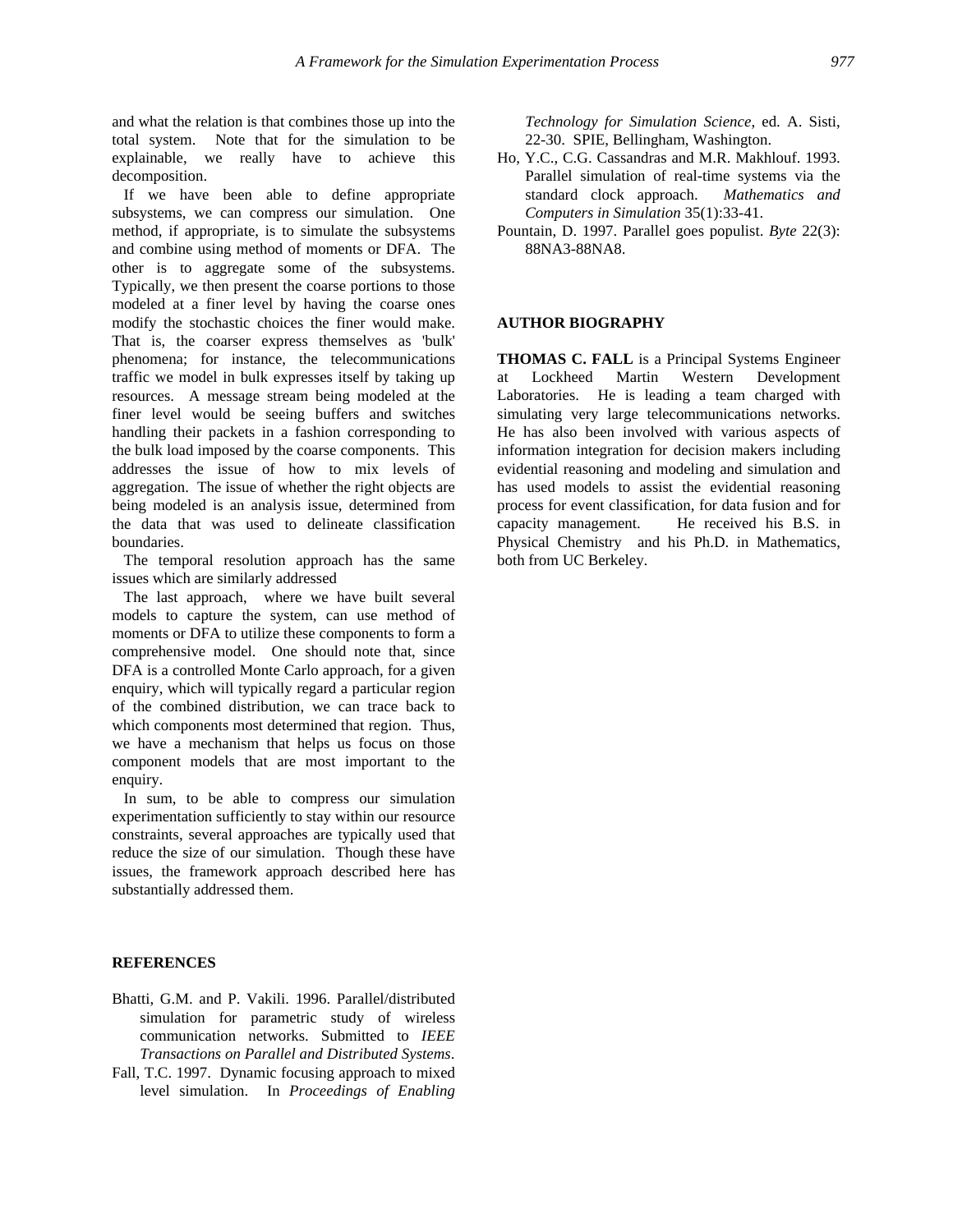and what the relation is that combines those up into the total system. Note that for the simulation to be explainable, we really have to achieve this decomposition.

If we have been able to define appropriate subsystems, we can compress our simulation. One method, if appropriate, is to simulate the subsystems and combine using method of moments or DFA. The other is to aggregate some of the subsystems. Typically, we then present the coarse portions to those modeled at a finer level by having the coarse ones modify the stochastic choices the finer would make. That is, the coarser express themselves as 'bulk' phenomena; for instance, the telecommunications traffic we model in bulk expresses itself by taking up resources. A message stream being modeled at the finer level would be seeing buffers and switches handling their packets in a fashion corresponding to the bulk load imposed by the coarse components. This addresses the issue of how to mix levels of aggregation. The issue of whether the right objects are being modeled is an analysis issue, determined from the data that was used to delineate classification boundaries.

The temporal resolution approach has the same issues which are similarly addressed

The last approach, where we have built several models to capture the system, can use method of moments or DFA to utilize these components to form a comprehensive model. One should note that, since DFA is a controlled Monte Carlo approach, for a given enquiry, which will typically regard a particular region of the combined distribution, we can trace back to which components most determined that region. Thus, we have a mechanism that helps us focus on those component models that are most important to the enquiry.

In sum, to be able to compress our simulation experimentation sufficiently to stay within our resource constraints, several approaches are typically used that reduce the size of our simulation. Though these have issues, the framework approach described here has substantially addressed them.

## REFERENCES

Bhatti, G.M. and P. Vakili. 1996. Parallel/distributed simulation for parametric study of wireless communication networks. Submitted to *IEEE Transactions on Parallel and Distributed Systems*.

Fall, T.C. 1997. Dynamic focusing approach to mixed level simulation. In *Proceedings of Enabling Technology for Simulation Science*, ed. A. Sisti, 22-30. SPIE, Bellingham, Washington.

Ho, Y.C., C.G. Cassandras and M.R. Makhlouf. 1993. Parallel simulation of real-time systems via the standard clock approach. *Mathematics and Computers in Simulation* 35(1):33-41.

Pountain, D. 1997. Parallel goes populist. *Byte* 22(3): 88NA3-88NA8.

## AUTHOR BIOGRAPHY

**THOMAS C. FALL** is a Principal Systems Engineer at Lockheed Martin Western Development Laboratories. He is leading a team charged with simulating very large telecommunications networks. He has also been involved with various aspects of information integration for decision makers including evidential reasoning and modeling and simulation and has used models to assist the evidential reasoning process for event classification, for data fusion and for capacity management. He received his B.S. in Physical Chemistry and his Ph.D. in Mathematics, both from UC Berkeley.